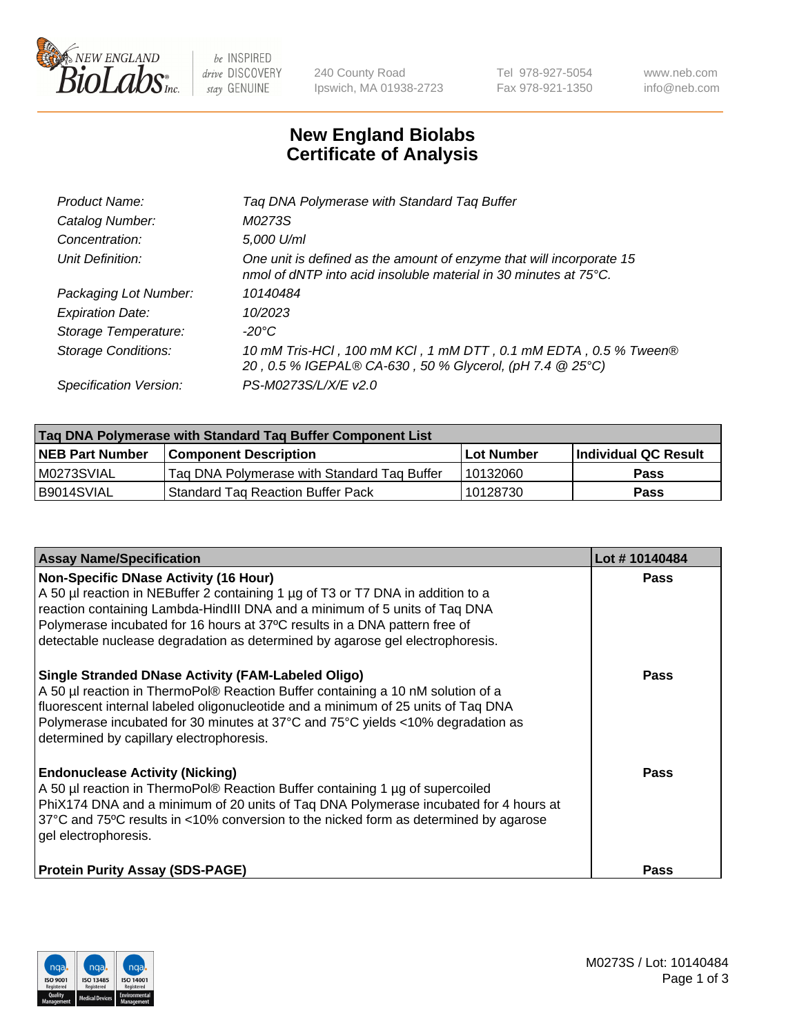# New England Biolabs
# Certificate of Analysis

| | |
|---|---|
| *Product Name:* | *Taq DNA Polymerase with Standard Taq Buffer* |
| *Catalog Number:* | *M0273S* |
| *Concentration:* | *5,000 U/ml* |
| *Unit Definition:* | *One unit is defined as the amount of enzyme that will incorporate 15 nmol of dNTP into acid insoluble material in 30 minutes at 75°C.* |
| *Packaging Lot Number:* | *10140484* |
| *Expiration Date:* | *10/2023* |
| *Storage Temperature:* | *-20°C* |
| *Storage Conditions:* | *10 mM Tris-HCl , 100 mM KCl , 1 mM DTT , 0.1 mM EDTA , 0.5 % Tween® 20 , 0.5 % IGEPAL® CA-630 , 50 % Glycerol, (pH 7.4 @ 25°C)* |
| *Specification Version:* | *PS-M0273S/L/X/E v2.0* |

| Taq DNA Polymerase with Standard Taq Buffer Component List | | | |
|---|---|---|---|
| **NEB Part Number** | **Component Description** | **Lot Number** | **Individual QC Result** |
| M0273SVIAL | Taq DNA Polymerase with Standard Taq Buffer | 10132060 | **Pass** |
| B9014SVIAL | Standard Taq Reaction Buffer Pack | 10128730 | **Pass** |

| Assay Name/Specification | Lot # 10140484 |
|---|---|
| **Non-Specific DNase Activity (16 Hour)**<br>A 50 µl reaction in NEBuffer 2 containing 1 µg of T3 or T7 DNA in addition to a reaction containing Lambda-HindIII DNA and a minimum of 5 units of Taq DNA Polymerase incubated for 16 hours at 37ºC results in a DNA pattern free of detectable nuclease degradation as determined by agarose gel electrophoresis. | **Pass** |
| **Single Stranded DNase Activity (FAM-Labeled Oligo)**<br>A 50 µl reaction in ThermoPol® Reaction Buffer containing a 10 nM solution of a fluorescent internal labeled oligonucleotide and a minimum of 25 units of Taq DNA Polymerase incubated for 30 minutes at 37°C and 75°C yields <10% degradation as determined by capillary electrophoresis. | **Pass** |
| **Endonuclease Activity (Nicking)**<br>A 50 µl reaction in ThermoPol® Reaction Buffer containing 1 µg of supercoiled PhiX174 DNA and a minimum of 20 units of Taq DNA Polymerase incubated for 4 hours at 37°C and 75ºC results in <10% conversion to the nicked form as determined by agarose gel electrophoresis. | **Pass** |
| **Protein Purity Assay (SDS-PAGE)** | **Pass** |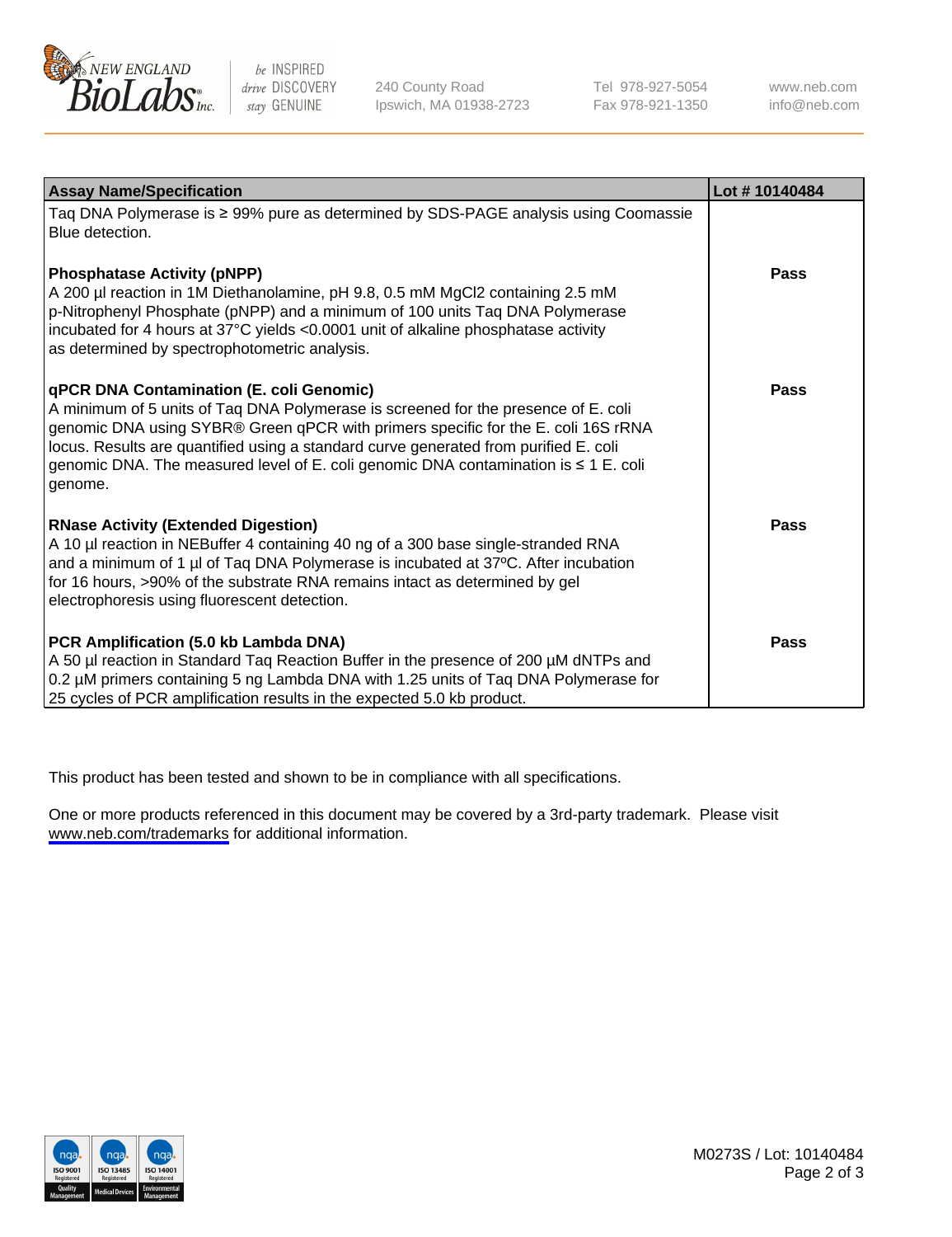| Assay Name/Specification | Lot # 10140484 |
|---|---|
| Taq DNA Polymerase is ≥ 99% pure as determined by SDS-PAGE analysis using Coomassie Blue detection. | |
| **Phosphatase Activity (pNPP)**<br>A 200 µl reaction in 1M Diethanolamine, pH 9.8, 0.5 mM $MgCl_2$ containing 2.5 mM p-Nitrophenyl Phosphate (pNPP) and a minimum of 100 units Taq DNA Polymerase incubated for 4 hours at 37°C yields <0.0001 unit of alkaline phosphatase activity as determined by spectrophotometric analysis. | **Pass** |
| **qPCR DNA Contamination (E. coli Genomic)**<br>A minimum of 5 units of Taq DNA Polymerase is screened for the presence of E. coli genomic DNA using SYBR® Green qPCR with primers specific for the E. coli 16S rRNA locus. Results are quantified using a standard curve generated from purified E. coli genomic DNA. The measured level of E. coli genomic DNA contamination is ≤ 1 E. coli genome. | **Pass** |
| **RNase Activity (Extended Digestion)**<br>A 10 µl reaction in NEBuffer 4 containing 40 ng of a 300 base single-stranded RNA and a minimum of 1 µl of Taq DNA Polymerase is incubated at 37ºC. After incubation for 16 hours, >90% of the substrate RNA remains intact as determined by gel electrophoresis using fluorescent detection. | **Pass** |
| **PCR Amplification (5.0 kb Lambda DNA)**<br>A 50 µl reaction in Standard Taq Reaction Buffer in the presence of 200 µM dNTPs and 0.2 µM primers containing 5 ng Lambda DNA with 1.25 units of Taq DNA Polymerase for 25 cycles of PCR amplification results in the expected 5.0 kb product. | **Pass** |

This product has been tested and shown to be in compliance with all specifications.

One or more products referenced in this document may be covered by a 3rd-party trademark. Please visit www.neb.com/trademarks for additional information.

M0273S / Lot: 10140484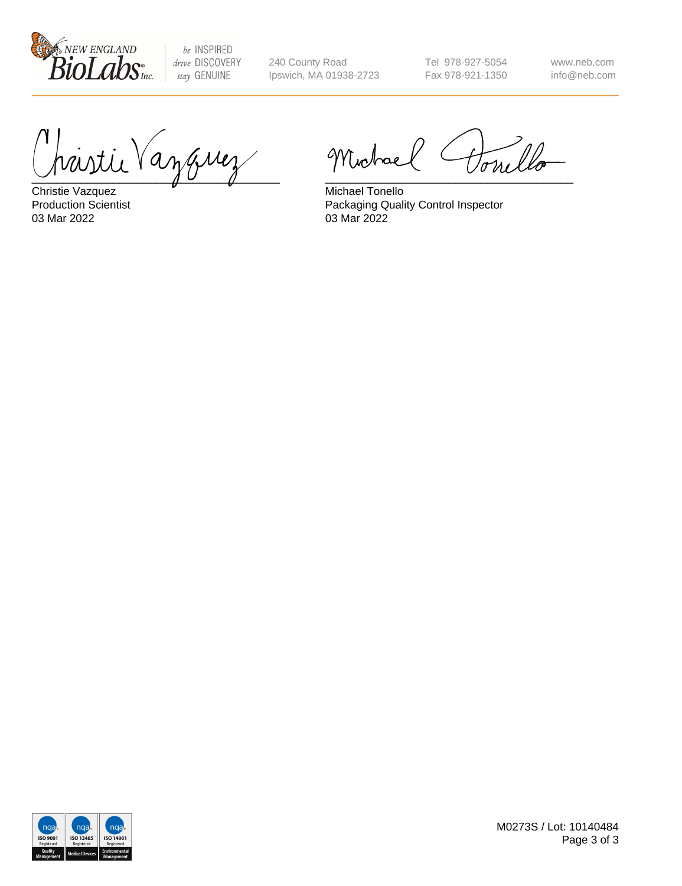Christie Vazquez
Production Scientist
03 Mar 2022

Michael Tonello
Packaging Quality Control Inspector
03 Mar 2022